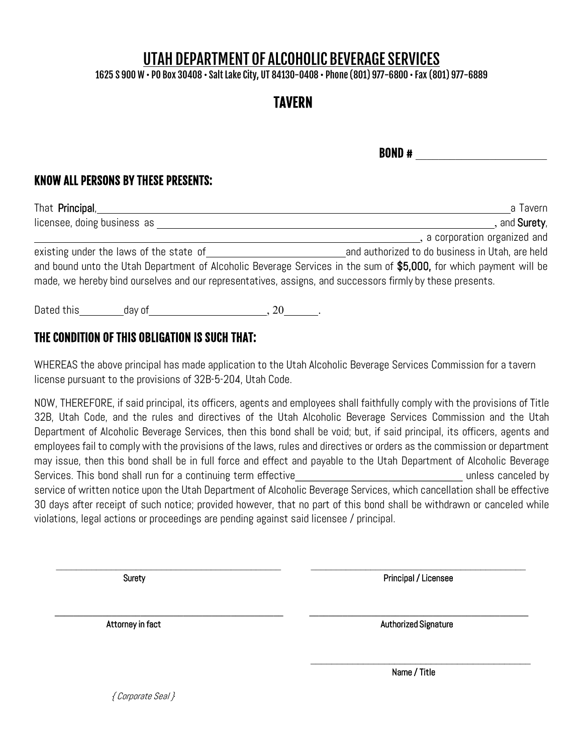# UTAH DEPARTMENT OF ALCOHOLIC BEVERAGE SERVICES

1625 S 900 W • PO Box 30408 • Salt Lake City, UT 84130-0408 • Phone (801) 977-6800 • Fax (801) 977-6889

## TAVERN

**BOND #** ____________________

### KNOW ALL PERSONS BY THESE PRESENTS:

That **Principal**, ______________________________________________ a Tavern licensee, doing business as ______________________________________________, and **Surety**, ______________________________________________, a corporation organized and existing under the laws of the state of ______________________ and authorized to do business in Utah, are held and bound unto the Utah Department of Alcoholic Beverage Services in the sum of **$5,000,** for which payment will be made, we hereby bind ourselves and our representatives, assigns, and successors firmly by these presents.

Dated this ________ day of ____________________, 20______.

### THE CONDITION OF THIS OBLIGATION IS SUCH THAT:

WHEREAS the above principal has made application to the Utah Alcoholic Beverage Services Commission for a tavern license pursuant to the provisions of 32B-5-204, Utah Code.

NOW, THEREFORE, if said principal, its officers, agents and employees shall faithfully comply with the provisions of Title 32B, Utah Code, and the rules and directives of the Utah Alcoholic Beverage Services Commission and the Utah Department of Alcoholic Beverage Services, then this bond shall be void; but, if said principal, its officers, agents and employees fail to comply with the provisions of the laws, rules and directives or orders as the commission or department may issue, then this bond shall be in full force and effect and payable to the Utah Department of Alcoholic Beverage Services. This bond shall run for a continuing term effective ______________________________ unless canceled by service of written notice upon the Utah Department of Alcoholic Beverage Services, which cancellation shall be effective 30 days after receipt of such notice; provided however, that no part of this bond shall be withdrawn or canceled while violations, legal actions or proceedings are pending against said licensee / principal.

______________________________
Surety

______________________________
Principal / Licensee

______________________________
Attorney in fact

______________________________
Authorized Signature

______________________________
Name / Title

*{ Corporate Seal }*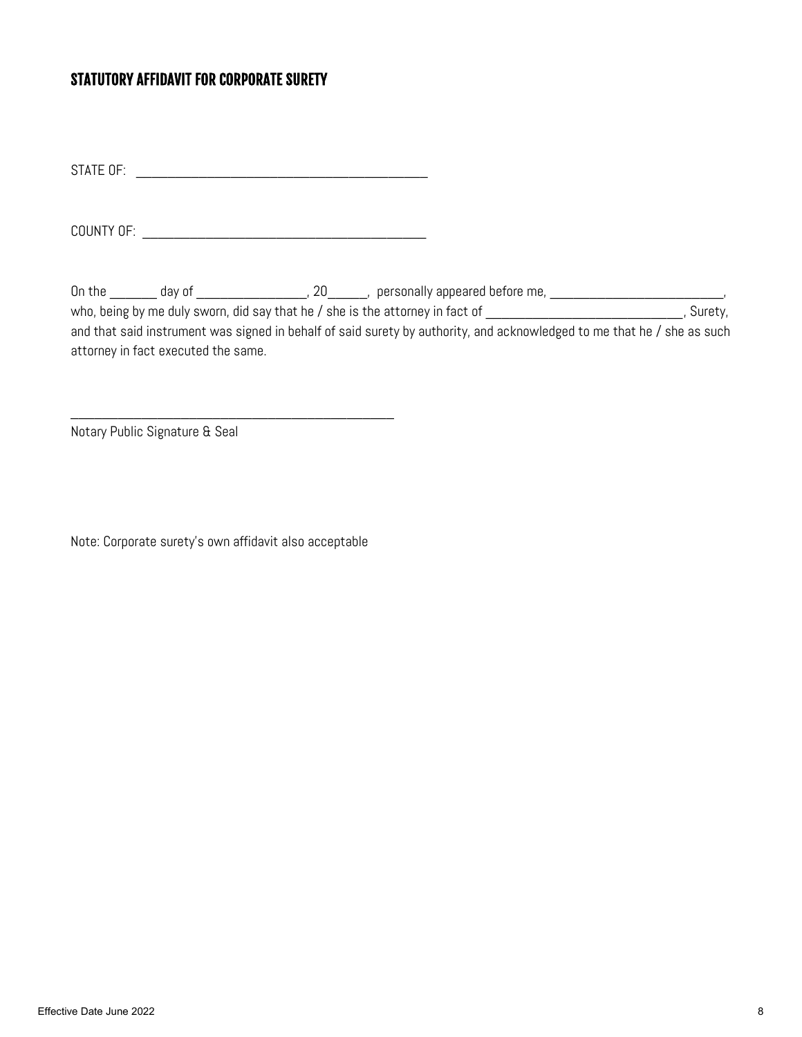## STATUTORY AFFIDAVIT FOR CORPORATE SURETY

STATE OF: ________________________________________

COUNTY OF: ________________________________________

On the _______ day of ________________, 20______, personally appeared before me, __________________________, who, being by me duly sworn, did say that he / she is the attorney in fact of _____________________________, Surety, and that said instrument was signed in behalf of said surety by authority, and acknowledged to me that he / she as such attorney in fact executed the same.

______________________________________________

Notary Public Signature & Seal

Note: Corporate surety's own affidavit also acceptable

Effective Date June 2022